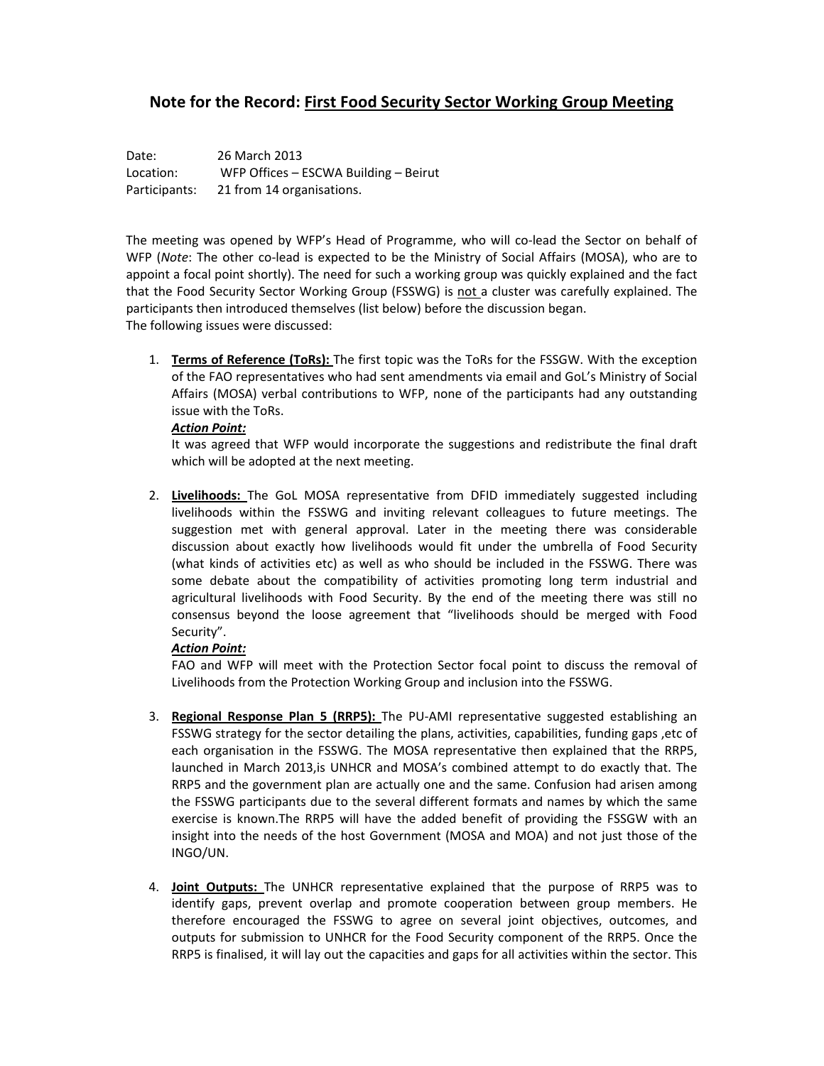# Note for the Record: First Food Security Sector Working Group Meeting

Date: 26 March 2013
Location: WFP Offices – ESCWA Building – Beirut
Participants: 21 from 14 organisations.

The meeting was opened by WFP's Head of Programme, who will co-lead the Sector on behalf of WFP (*Note*: The other co-lead is expected to be the Ministry of Social Affairs (MOSA), who are to appoint a focal point shortly). The need for such a working group was quickly explained and the fact that the Food Security Sector Working Group (FSSWG) is not a cluster was carefully explained. The participants then introduced themselves (list below) before the discussion began.
The following issues were discussed:

1. **Terms of Reference (ToRs):** The first topic was the ToRs for the FSSGW. With the exception of the FAO representatives who had sent amendments via email and GoL's Ministry of Social Affairs (MOSA) verbal contributions to WFP, none of the participants had any outstanding issue with the ToRs.
   ***Action Point:***
   It was agreed that WFP would incorporate the suggestions and redistribute the final draft which will be adopted at the next meeting.

2. **Livelihoods:** The GoL MOSA representative from DFID immediately suggested including livelihoods within the FSSWG and inviting relevant colleagues to future meetings. The suggestion met with general approval. Later in the meeting there was considerable discussion about exactly how livelihoods would fit under the umbrella of Food Security (what kinds of activities etc) as well as who should be included in the FSSWG. There was some debate about the compatibility of activities promoting long term industrial and agricultural livelihoods with Food Security. By the end of the meeting there was still no consensus beyond the loose agreement that "livelihoods should be merged with Food Security".
   ***Action Point:***
   FAO and WFP will meet with the Protection Sector focal point to discuss the removal of Livelihoods from the Protection Working Group and inclusion into the FSSWG.

3. **Regional Response Plan 5 (RRP5):** The PU-AMI representative suggested establishing an FSSWG strategy for the sector detailing the plans, activities, capabilities, funding gaps ,etc of each organisation in the FSSWG. The MOSA representative then explained that the RRP5, launched in March 2013,is UNHCR and MOSA's combined attempt to do exactly that. The RRP5 and the government plan are actually one and the same. Confusion had arisen among the FSSWG participants due to the several different formats and names by which the same exercise is known.The RRP5 will have the added benefit of providing the FSSGW with an insight into the needs of the host Government (MOSA and MOA) and not just those of the INGO/UN.

4. **Joint Outputs:** The UNHCR representative explained that the purpose of RRP5 was to identify gaps, prevent overlap and promote cooperation between group members. He therefore encouraged the FSSWG to agree on several joint objectives, outcomes, and outputs for submission to UNHCR for the Food Security component of the RRP5. Once the RRP5 is finalised, it will lay out the capacities and gaps for all activities within the sector. This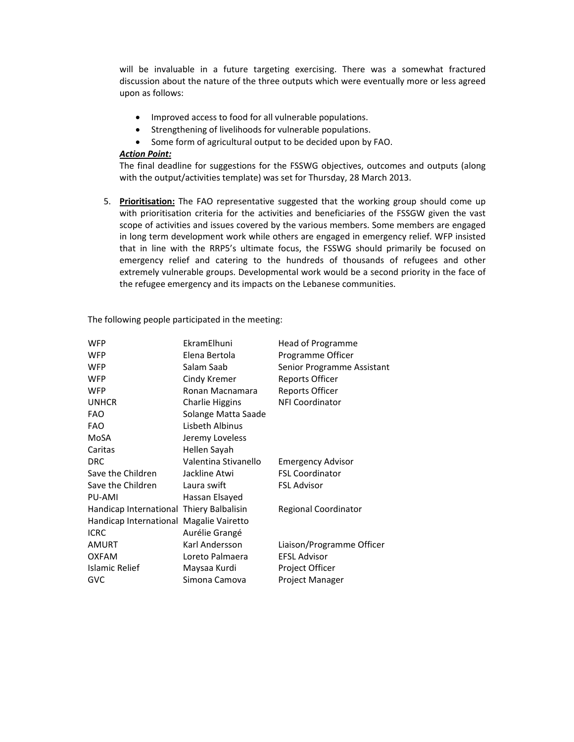will be invaluable in a future targeting exercising. There was a somewhat fractured discussion about the nature of the three outputs which were eventually more or less agreed upon as follows:

- Improved access to food for all vulnerable populations.
- Strengthening of livelihoods for vulnerable populations.
- Some form of agricultural output to be decided upon by FAO.

***Action Point:***
The final deadline for suggestions for the FSSWG objectives, outcomes and outputs (along with the output/activities template) was set for Thursday, 28 March 2013.

5. **Prioritisation:** The FAO representative suggested that the working group should come up with prioritisation criteria for the activities and beneficiaries of the FSSGW given the vast scope of activities and issues covered by the various members. Some members are engaged in long term development work while others are engaged in emergency relief. WFP insisted that in line with the RRP5's ultimate focus, the FSSWG should primarily be focused on emergency relief and catering to the hundreds of thousands of refugees and other extremely vulnerable groups. Developmental work would be a second priority in the face of the refugee emergency and its impacts on the Lebanese communities.

The following people participated in the meeting:

| | | |
|---|---|---|
| WFP | EkramElhuni | Head of Programme |
| WFP | Elena Bertola | Programme Officer |
| WFP | Salam Saab | Senior Programme Assistant |
| WFP | Cindy Kremer | Reports Officer |
| WFP | Ronan Macnamara | Reports Officer |
| UNHCR | Charlie Higgins | NFI Coordinator |
| FAO | Solange Matta Saade | |
| FAO | Lisbeth Albinus | |
| MoSA | Jeremy Loveless | |
| Caritas | Hellen Sayah | |
| DRC | Valentina Stivanello | Emergency Advisor |
| Save the Children | Jackline Atwi | FSL Coordinator |
| Save the Children | Laura swift | FSL Advisor |
| PU-AMI | Hassan Elsayed | |
| Handicap International | Thiery Balbalisin | Regional Coordinator |
| Handicap International | Magalie Vairetto | |
| ICRC | Aurélie Grangé | |
| AMURT | Karl Andersson | Liaison/Programme Officer |
| OXFAM | Loreto Palmaera | EFSL Advisor |
| Islamic Relief | Maysaa Kurdi | Project Officer |
| GVC | Simona Camova | Project Manager |